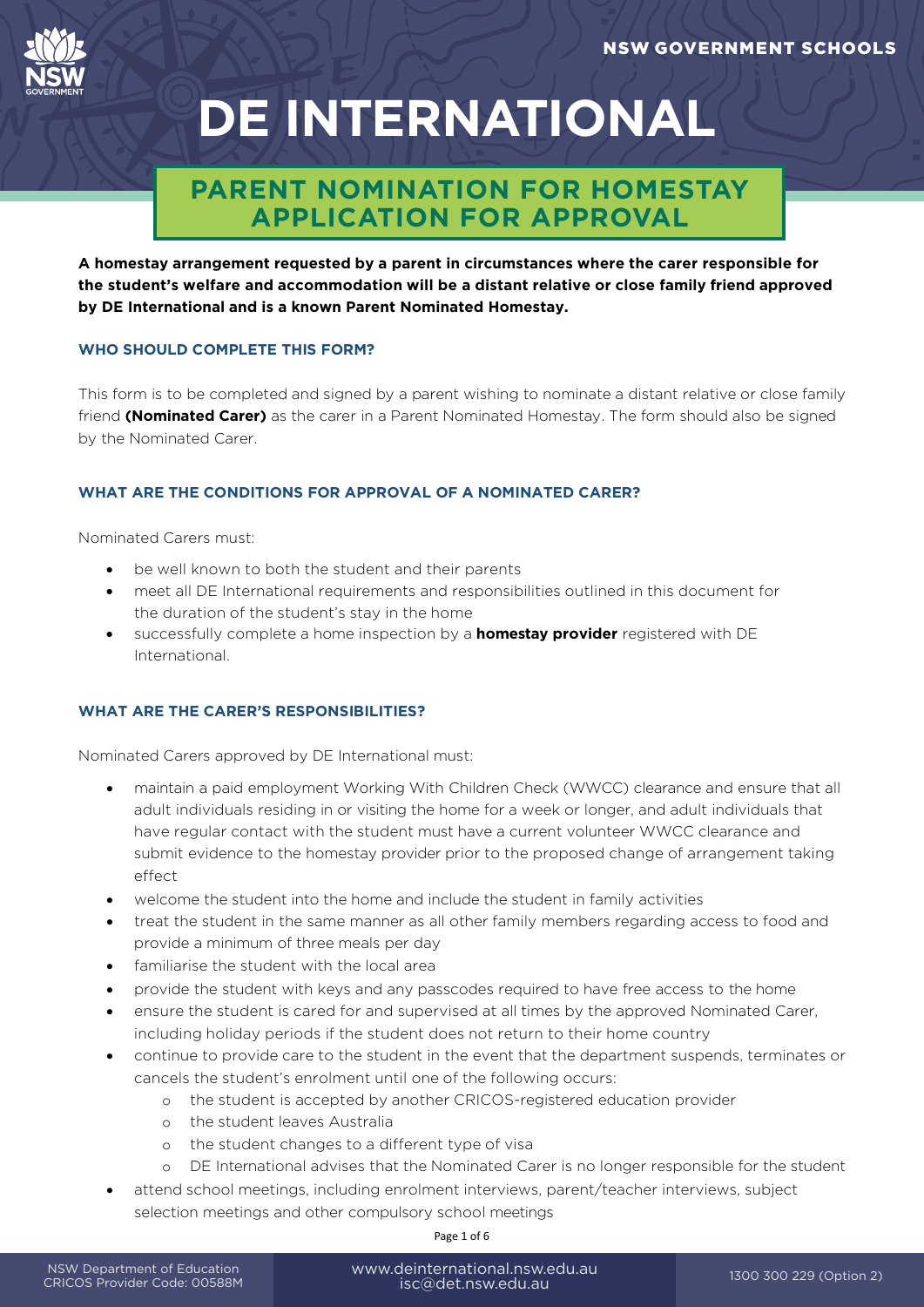NSW GOVERNMENT SCHOOLS

# DE INTERNATIONAL

## PARENT NOMINATION FOR HOMESTAY APPLICATION FOR APPROVAL

**A homestay arrangement requested by a parent in circumstances where the carer responsible for the student's welfare and accommodation will be a distant relative or close family friend approved by DE International and is a known Parent Nominated Homestay.**

### WHO SHOULD COMPLETE THIS FORM?

This form is to be completed and signed by a parent wishing to nominate a distant relative or close family friend **(Nominated Carer)** as the carer in a Parent Nominated Homestay. The form should also be signed by the Nominated Carer.

### WHAT ARE THE CONDITIONS FOR APPROVAL OF A NOMINATED CARER?

Nominated Carers must:

- be well known to both the student and their parents
- meet all DE International requirements and responsibilities outlined in this document for the duration of the student's stay in the home
- successfully complete a home inspection by a **homestay provider** registered with DE International.

### WHAT ARE THE CARER'S RESPONSIBILITIES?

Nominated Carers approved by DE International must:

- maintain a paid employment Working With Children Check (WWCC) clearance and ensure that all adult individuals residing in or visiting the home for a week or longer, and adult individuals that have regular contact with the student must have a current volunteer WWCC clearance and submit evidence to the homestay provider prior to the proposed change of arrangement taking effect
- welcome the student into the home and include the student in family activities
- treat the student in the same manner as all other family members regarding access to food and provide a minimum of three meals per day
- familiarise the student with the local area
- provide the student with keys and any passcodes required to have free access to the home
- ensure the student is cared for and supervised at all times by the approved Nominated Carer, including holiday periods if the student does not return to their home country
- continue to provide care to the student in the event that the department suspends, terminates or cancels the student's enrolment until one of the following occurs:
  - the student is accepted by another CRICOS-registered education provider
  - the student leaves Australia
  - the student changes to a different type of visa
  - DE International advises that the Nominated Carer is no longer responsible for the student
- attend school meetings, including enrolment interviews, parent/teacher interviews, subject selection meetings and other compulsory school meetings

NSW Department of Education
CRICOS Provider Code: 00588M

www.deinternational.nsw.edu.au
isc@det.nsw.edu.au

1300 300 229 (Option 2)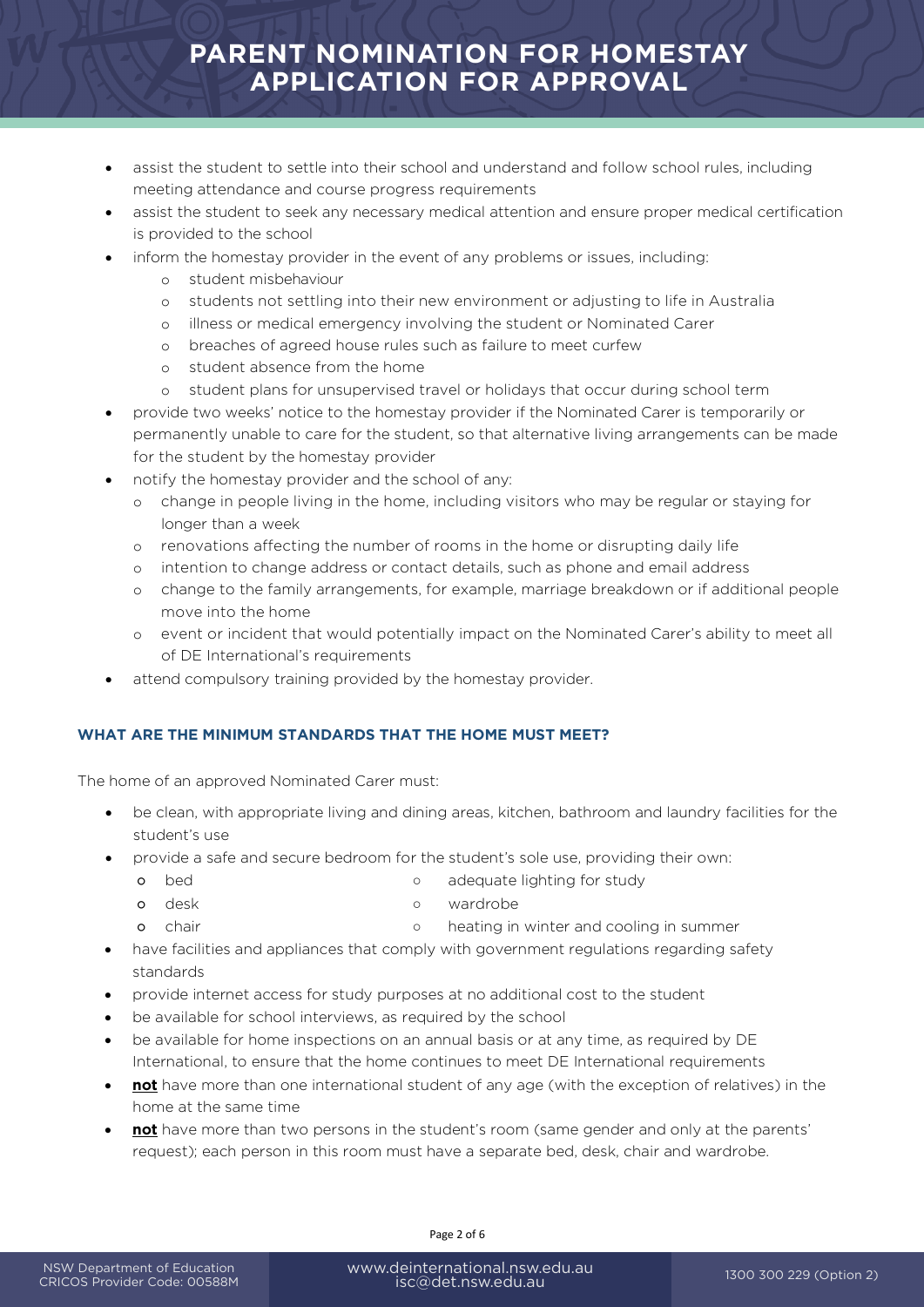- assist the student to settle into their school and understand and follow school rules, including meeting attendance and course progress requirements
- assist the student to seek any necessary medical attention and ensure proper medical certification is provided to the school
- inform the homestay provider in the event of any problems or issues, including:
  - student misbehaviour
  - students not settling into their new environment or adjusting to life in Australia
  - illness or medical emergency involving the student or Nominated Carer
  - breaches of agreed house rules such as failure to meet curfew
  - student absence from the home
  - student plans for unsupervised travel or holidays that occur during school term
- provide two weeks' notice to the homestay provider if the Nominated Carer is temporarily or permanently unable to care for the student, so that alternative living arrangements can be made for the student by the homestay provider
- notify the homestay provider and the school of any:
  - change in people living in the home, including visitors who may be regular or staying for longer than a week
  - renovations affecting the number of rooms in the home or disrupting daily life
  - intention to change address or contact details, such as phone and email address
  - change to the family arrangements, for example, marriage breakdown or if additional people move into the home
  - event or incident that would potentially impact on the Nominated Carer's ability to meet all of DE International's requirements
- attend compulsory training provided by the homestay provider.

### WHAT ARE THE MINIMUM STANDARDS THAT THE HOME MUST MEET?

The home of an approved Nominated Carer must:

- be clean, with appropriate living and dining areas, kitchen, bathroom and laundry facilities for the student's use
- provide a safe and secure bedroom for the student's sole use, providing their own:
  - bed
  - desk
  - chair
  - adequate lighting for study
  - wardrobe
  - heating in winter and cooling in summer
- have facilities and appliances that comply with government regulations regarding safety standards
- provide internet access for study purposes at no additional cost to the student
- be available for school interviews, as required by the school
- be available for home inspections on an annual basis or at any time, as required by DE International, to ensure that the home continues to meet DE International requirements
- **not** have more than one international student of any age (with the exception of relatives) in the home at the same time
- **not** have more than two persons in the student's room (same gender and only at the parents' request); each person in this room must have a separate bed, desk, chair and wardrobe.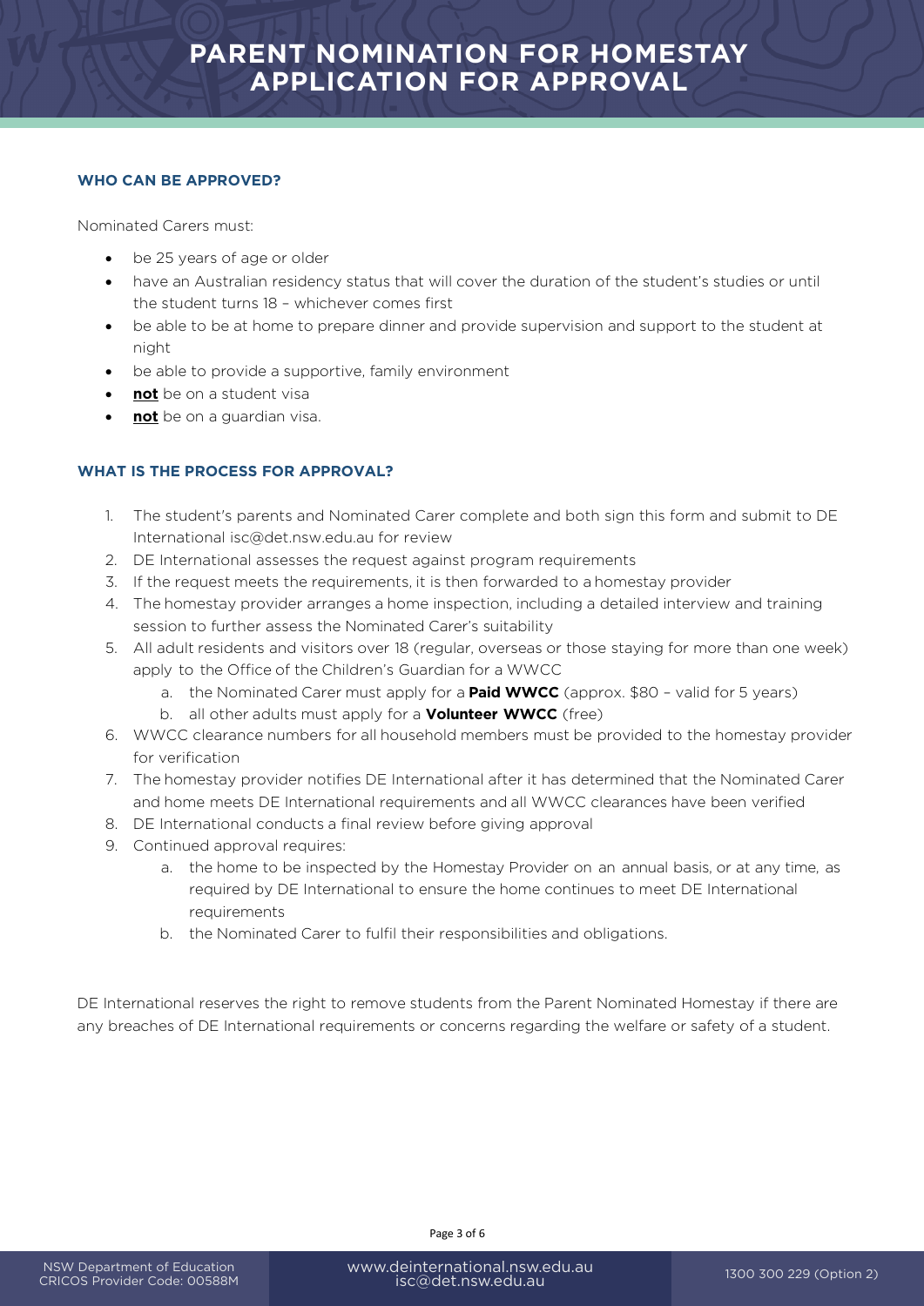# PARENT NOMINATION FOR HOMESTAY APPLICATION FOR APPROVAL

### WHO CAN BE APPROVED?

Nominated Carers must:

- be 25 years of age or older
- have an Australian residency status that will cover the duration of the student's studies or until the student turns 18 – whichever comes first
- be able to be at home to prepare dinner and provide supervision and support to the student at night
- be able to provide a supportive, family environment
- **not** be on a student visa
- **not** be on a guardian visa.

### WHAT IS THE PROCESS FOR APPROVAL?

1. The student's parents and Nominated Carer complete and both sign this form and submit to DE International isc@det.nsw.edu.au for review
2. DE International assesses the request against program requirements
3. If the request meets the requirements, it is then forwarded to a homestay provider
4. The homestay provider arranges a home inspection, including a detailed interview and training session to further assess the Nominated Carer's suitability
5. All adult residents and visitors over 18 (regular, overseas or those staying for more than one week) apply to the Office of the Children's Guardian for a WWCC
   a. the Nominated Carer must apply for a **Paid WWCC** (approx. $80 – valid for 5 years)
   b. all other adults must apply for a **Volunteer WWCC** (free)
6. WWCC clearance numbers for all household members must be provided to the homestay provider for verification
7. The homestay provider notifies DE International after it has determined that the Nominated Carer and home meets DE International requirements and all WWCC clearances have been verified
8. DE International conducts a final review before giving approval
9. Continued approval requires:
   a. the home to be inspected by the Homestay Provider on an annual basis, or at any time, as required by DE International to ensure the home continues to meet DE International requirements
   b. the Nominated Carer to fulfil their responsibilities and obligations.

DE International reserves the right to remove students from the Parent Nominated Homestay if there are any breaches of DE International requirements or concerns regarding the welfare or safety of a student.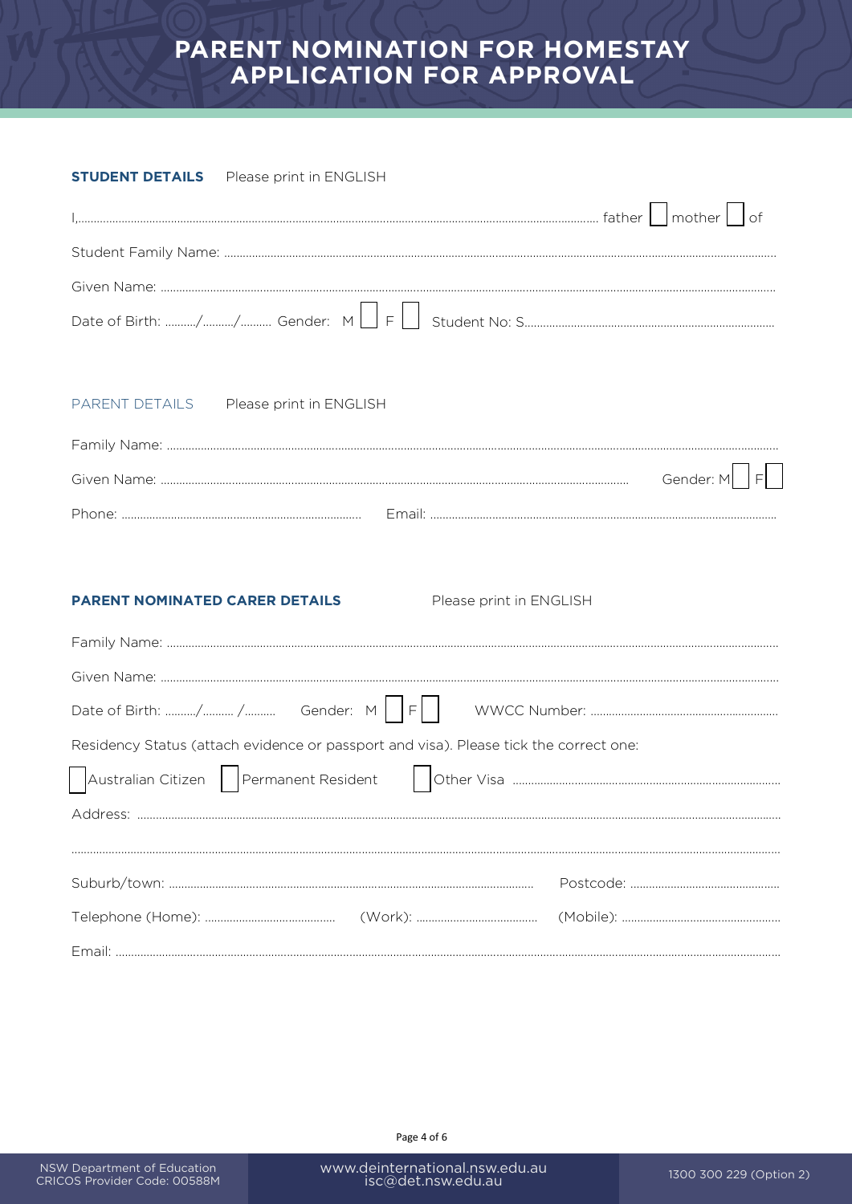# PARENT NOMINATION FOR HOMESTAY APPLICATION FOR APPROVAL

**STUDENT DETAILS** Please print in ENGLISH

I,........................................................................................................................................................ father ☐ mother ☐ of

Student Family Name: ........................................................................................................................................................

Given Name: ........................................................................................................................................................

Date of Birth: ........../........../.......... Gender: M ☐ F ☐ Student No: S................................................................................

PARENT DETAILS Please print in ENGLISH

Family Name: ........................................................................................................................................................

Given Name: ........................................................................................................................ Gender: M ☐ F ☐

Phone: ............................................................................ Email: ...............................................................................................

**PARENT NOMINATED CARER DETAILS** Please print in ENGLISH

Family Name: ........................................................................................................................................................

Given Name: ........................................................................................................................................................

Date of Birth: ........../.......... /.......... Gender: M ☐ F ☐ WWCC Number: ............................................................

Residency Status (attach evidence or passport and visa). Please tick the correct one:

☐ Australian Citizen ☐ Permanent Resident ☐ Other Visa .....................................................................................

Address: ........................................................................................................................................................

........................................................................................................................................................

Suburb/town: ................................................................................................ Postcode: ................................................

Telephone (Home): ......................................... (Work): ...................................... (Mobile): ..................................................

Email: ........................................................................................................................................................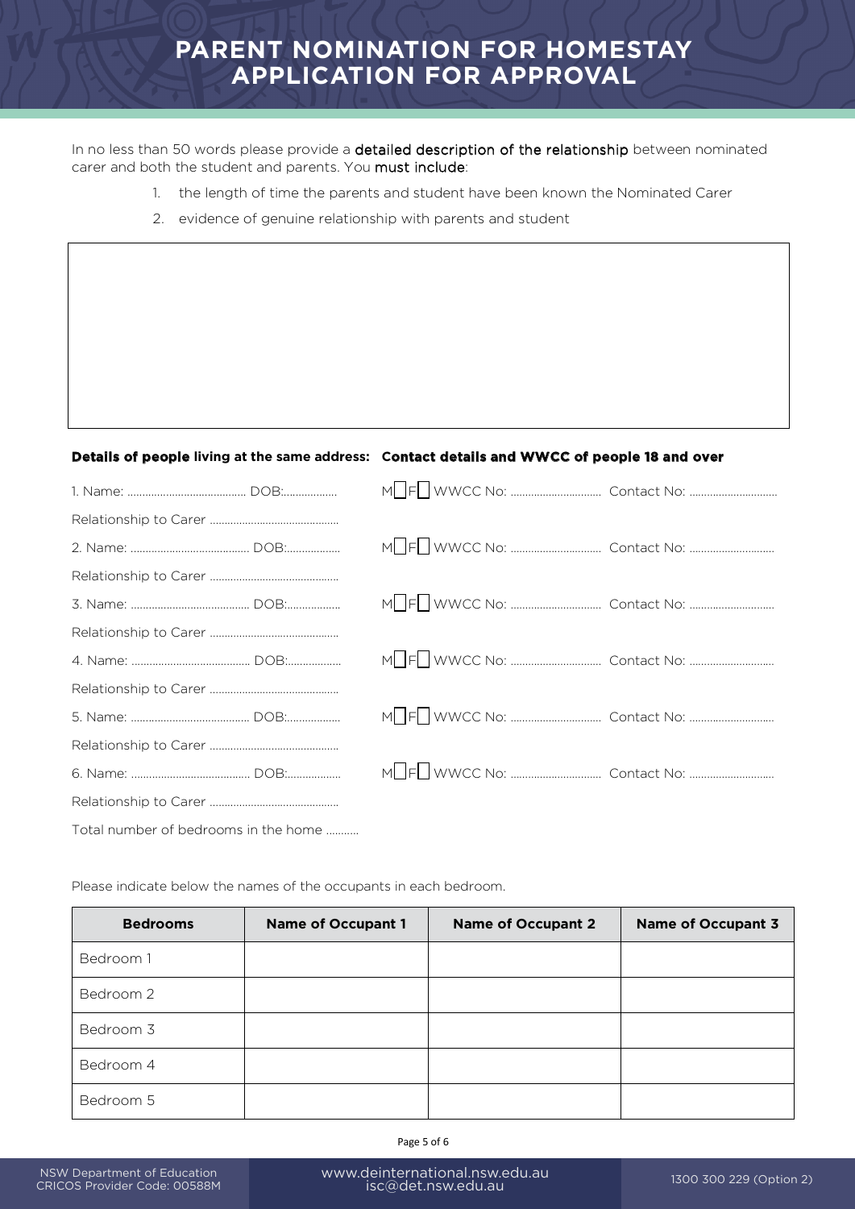# PARENT NOMINATION FOR HOMESTAY APPLICATION FOR APPROVAL

In no less than 50 words please provide a **detailed description of the relationship** between nominated carer and both the student and parents. You **must include**:

1. the length of time the parents and student have been known the Nominated Carer
2. evidence of genuine relationship with parents and student

**Details of people** living at the same address: **Contact details and WWCC of people 18 and over**

1. Name: ........................................ DOB:.................. M☐ F☐ WWCC No: .............................. Contact No: .............................

Relationship to Carer ...........................................

2. Name: ........................................ DOB:.................. M☐ F☐ WWCC No: .............................. Contact No: ............................

Relationship to Carer ...........................................

3. Name: ........................................ DOB:.................. M☐ F☐ WWCC No: .............................. Contact No: ............................

Relationship to Carer ...........................................

4. Name: ........................................ DOB:.................. M☐ F☐ WWCC No: .............................. Contact No: ............................

Relationship to Carer ...........................................

5. Name: ........................................ DOB:.................. M☐ F☐ WWCC No: .............................. Contact No: ............................

Relationship to Carer ...........................................

6. Name: ........................................ DOB:.................. M☐ F☐ WWCC No: .............................. Contact No: ............................

Relationship to Carer ...........................................

Total number of bedrooms in the home ...........

Please indicate below the names of the occupants in each bedroom.

| Bedrooms | Name of Occupant 1 | Name of Occupant 2 | Name of Occupant 3 |
|---|---|---|---|
| Bedroom 1 | | | |
| Bedroom 2 | | | |
| Bedroom 3 | | | |
| Bedroom 4 | | | |
| Bedroom 5 | | | |

NSW Department of Education
CRICOS Provider Code: 00588M

www.deinternational.nsw.edu.au
isc@det.nsw.edu.au

1300 300 229 (Option 2)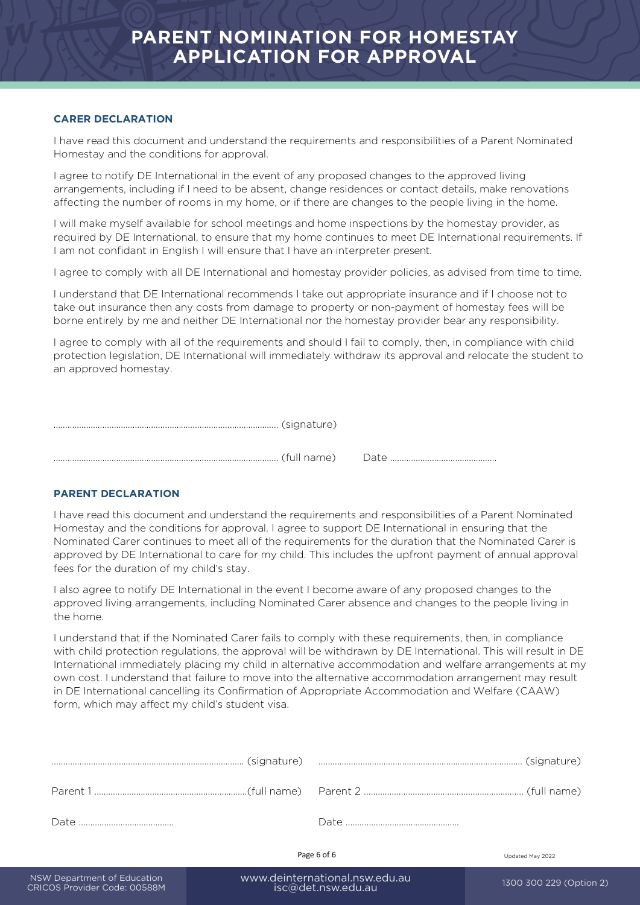# PARENT NOMINATION FOR HOMESTAY APPLICATION FOR APPROVAL

## CARER DECLARATION

I have read this document and understand the requirements and responsibilities of a Parent Nominated Homestay and the conditions for approval.

I agree to notify DE International in the event of any proposed changes to the approved living arrangements, including if I need to be absent, change residences or contact details, make renovations affecting the number of rooms in my home, or if there are changes to the people living in the home.

I will make myself available for school meetings and home inspections by the homestay provider, as required by DE International, to ensure that my home continues to meet DE International requirements. If I am not confidant in English I will ensure that I have an interpreter present.

I agree to comply with all DE International and homestay provider policies, as advised from time to time.

I understand that DE International recommends I take out appropriate insurance and if I choose not to take out insurance then any costs from damage to property or non-payment of homestay fees will be borne entirely by me and neither DE International nor the homestay provider bear any responsibility.

I agree to comply with all of the requirements and should I fail to comply, then, in compliance with child protection legislation, DE International will immediately withdraw its approval and relocate the student to an approved homestay.

.................................................................................................. (signature)

.................................................................................................. (full name) Date ..............................................

## PARENT DECLARATION

I have read this document and understand the requirements and responsibilities of a Parent Nominated Homestay and the conditions for approval. I agree to support DE International in ensuring that the Nominated Carer continues to meet all of the requirements for the duration that the Nominated Carer is approved by DE International to care for my child. This includes the upfront payment of annual approval fees for the duration of my child's stay.

I also agree to notify DE International in the event I become aware of any proposed changes to the approved living arrangements, including Nominated Carer absence and changes to the people living in the home.

I understand that if the Nominated Carer fails to comply with these requirements, then, in compliance with child protection regulations, the approval will be withdrawn by DE International. This will result in DE International immediately placing my child in alternative accommodation and welfare arrangements at my own cost. I understand that failure to move into the alternative accommodation arrangement may result in DE International cancelling its Confirmation of Appropriate Accommodation and Welfare (CAAW) form, which may affect my child's student visa.

.................................................................................. (signature)

Parent 1 ..................................................................(full name)

Date .........................................

.......................................................................................... (signature)

Parent 2 ..................................................................... (full name)

Date .................................................

Updated May 2022

NSW Department of Education
CRICOS Provider Code: 00588M

www.deinternational.nsw.edu.au
isc@det.nsw.edu.au

1300 300 229 (Option 2)